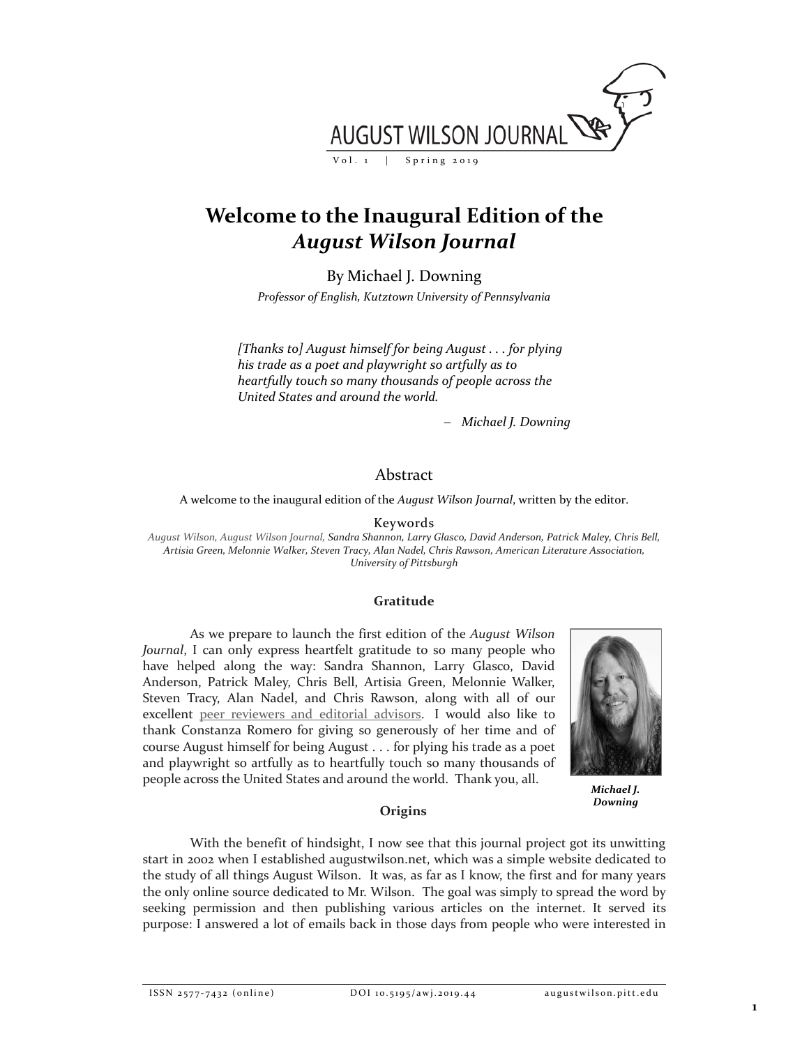# Welcome to the Inaugural Edition of the *August Wilson Journal*

By Michael J. Downing

*Professor of English, Kutztown University of Pennsylvania*

> *[Thanks to] August himself for being August . . . for plying his trade as a poet and playwright so artfully as to heartfully touch so many thousands of people across the United States and around the world.*
>
> – *Michael J. Downing*

## Abstract

A welcome to the inaugural edition of the *August Wilson Journal*, written by the editor.

### Keywords

*August Wilson, August Wilson Journal, Sandra Shannon, Larry Glasco, David Anderson, Patrick Maley, Chris Bell, Artisia Green, Melonnie Walker, Steven Tracy, Alan Nadel, Chris Rawson, American Literature Association, University of Pittsburgh*

### Gratitude

As we prepare to launch the first edition of the *August Wilson Journal*, I can only express heartfelt gratitude to so many people who have helped along the way: Sandra Shannon, Larry Glasco, David Anderson, Patrick Maley, Chris Bell, Artisia Green, Melonnie Walker, Steven Tracy, Alan Nadel, and Chris Rawson, along with all of our excellent peer reviewers and editorial advisors. I would also like to thank Constanza Romero for giving so generously of her time and of course August himself for being August . . . for plying his trade as a poet and playwright so artfully as to heartfully touch so many thousands of people across the United States and around the world. Thank you, all.

***Michael J. Downing***

### Origins

With the benefit of hindsight, I now see that this journal project got its unwitting start in 2002 when I established augustwilson.net, which was a simple website dedicated to the study of all things August Wilson. It was, as far as I know, the first and for many years the only online source dedicated to Mr. Wilson. The goal was simply to spread the word by seeking permission and then publishing various articles on the internet. It served its purpose: I answered a lot of emails back in those days from people who were interested in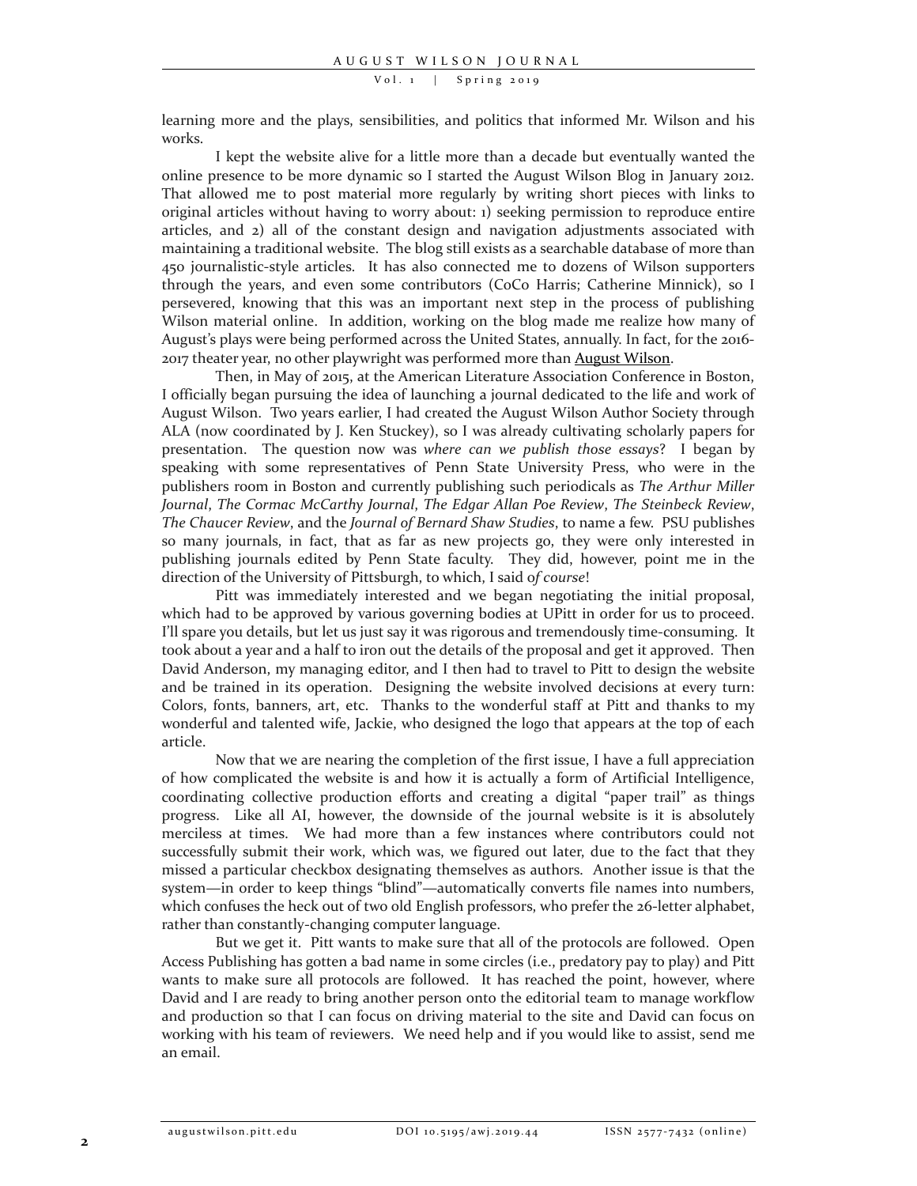learning more and the plays, sensibilities, and politics that informed Mr. Wilson and his works.

I kept the website alive for a little more than a decade but eventually wanted the online presence to be more dynamic so I started the August Wilson Blog in January 2012. That allowed me to post material more regularly by writing short pieces with links to original articles without having to worry about: 1) seeking permission to reproduce entire articles, and 2) all of the constant design and navigation adjustments associated with maintaining a traditional website. The blog still exists as a searchable database of more than 450 journalistic-style articles. It has also connected me to dozens of Wilson supporters through the years, and even some contributors (CoCo Harris; Catherine Minnick), so I persevered, knowing that this was an important next step in the process of publishing Wilson material online. In addition, working on the blog made me realize how many of August's plays were being performed across the United States, annually. In fact, for the 2016-2017 theater year, no other playwright was performed more than August Wilson.

Then, in May of 2015, at the American Literature Association Conference in Boston, I officially began pursuing the idea of launching a journal dedicated to the life and work of August Wilson. Two years earlier, I had created the August Wilson Author Society through ALA (now coordinated by J. Ken Stuckey), so I was already cultivating scholarly papers for presentation. The question now was *where can we publish those essays*? I began by speaking with some representatives of Penn State University Press, who were in the publishers room in Boston and currently publishing such periodicals as *The Arthur Miller Journal*, *The Cormac McCarthy Journal*, *The Edgar Allan Poe Review*, *The Steinbeck Review*, *The Chaucer Review*, and the *Journal of Bernard Shaw Studies*, to name a few. PSU publishes so many journals, in fact, that as far as new projects go, they were only interested in publishing journals edited by Penn State faculty. They did, however, point me in the direction of the University of Pittsburgh, to which, I said *of course*!

Pitt was immediately interested and we began negotiating the initial proposal, which had to be approved by various governing bodies at UPitt in order for us to proceed. I'll spare you details, but let us just say it was rigorous and tremendously time-consuming. It took about a year and a half to iron out the details of the proposal and get it approved. Then David Anderson, my managing editor, and I then had to travel to Pitt to design the website and be trained in its operation. Designing the website involved decisions at every turn: Colors, fonts, banners, art, etc. Thanks to the wonderful staff at Pitt and thanks to my wonderful and talented wife, Jackie, who designed the logo that appears at the top of each article.

Now that we are nearing the completion of the first issue, I have a full appreciation of how complicated the website is and how it is actually a form of Artificial Intelligence, coordinating collective production efforts and creating a digital "paper trail" as things progress. Like all AI, however, the downside of the journal website is it is absolutely merciless at times. We had more than a few instances where contributors could not successfully submit their work, which was, we figured out later, due to the fact that they missed a particular checkbox designating themselves as authors. Another issue is that the system—in order to keep things "blind"—automatically converts file names into numbers, which confuses the heck out of two old English professors, who prefer the 26-letter alphabet, rather than constantly-changing computer language.

But we get it. Pitt wants to make sure that all of the protocols are followed. Open Access Publishing has gotten a bad name in some circles (i.e., predatory pay to play) and Pitt wants to make sure all protocols are followed. It has reached the point, however, where David and I are ready to bring another person onto the editorial team to manage workflow and production so that I can focus on driving material to the site and David can focus on working with his team of reviewers. We need help and if you would like to assist, send me an email.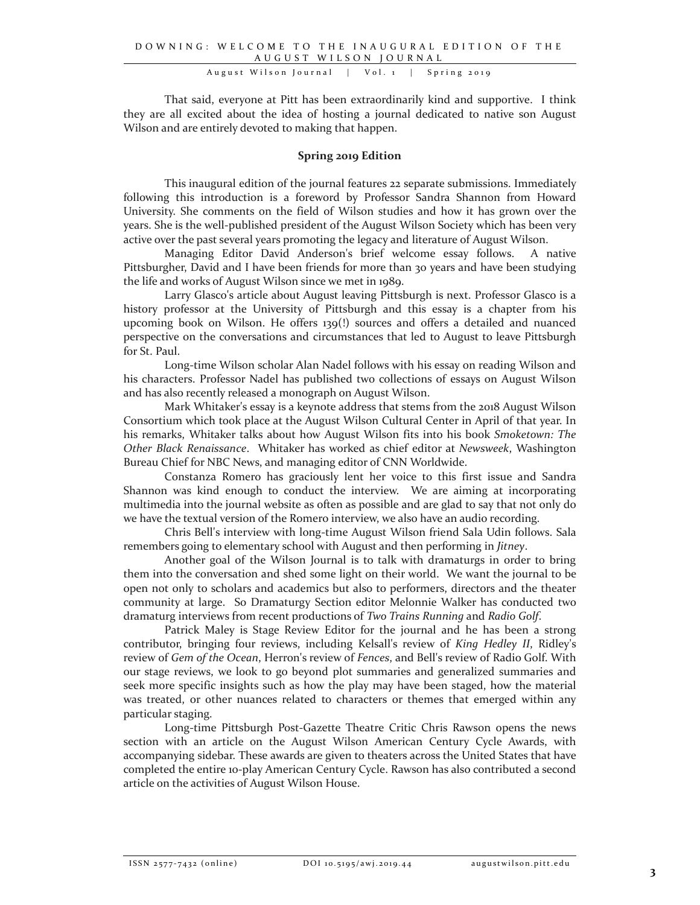That said, everyone at Pitt has been extraordinarily kind and supportive. I think they are all excited about the idea of hosting a journal dedicated to native son August Wilson and are entirely devoted to making that happen.

## Spring 2019 Edition

This inaugural edition of the journal features 22 separate submissions. Immediately following this introduction is a foreword by Professor Sandra Shannon from Howard University. She comments on the field of Wilson studies and how it has grown over the years. She is the well-published president of the August Wilson Society which has been very active over the past several years promoting the legacy and literature of August Wilson.

Managing Editor David Anderson's brief welcome essay follows. A native Pittsburgher, David and I have been friends for more than 30 years and have been studying the life and works of August Wilson since we met in 1989.

Larry Glasco's article about August leaving Pittsburgh is next. Professor Glasco is a history professor at the University of Pittsburgh and this essay is a chapter from his upcoming book on Wilson. He offers 139(!) sources and offers a detailed and nuanced perspective on the conversations and circumstances that led to August to leave Pittsburgh for St. Paul.

Long-time Wilson scholar Alan Nadel follows with his essay on reading Wilson and his characters. Professor Nadel has published two collections of essays on August Wilson and has also recently released a monograph on August Wilson.

Mark Whitaker's essay is a keynote address that stems from the 2018 August Wilson Consortium which took place at the August Wilson Cultural Center in April of that year. In his remarks, Whitaker talks about how August Wilson fits into his book *Smoketown: The Other Black Renaissance*. Whitaker has worked as chief editor at *Newsweek*, Washington Bureau Chief for NBC News, and managing editor of CNN Worldwide.

Constanza Romero has graciously lent her voice to this first issue and Sandra Shannon was kind enough to conduct the interview. We are aiming at incorporating multimedia into the journal website as often as possible and are glad to say that not only do we have the textual version of the Romero interview, we also have an audio recording.

Chris Bell's interview with long-time August Wilson friend Sala Udin follows. Sala remembers going to elementary school with August and then performing in *Jitney*.

Another goal of the Wilson Journal is to talk with dramaturgs in order to bring them into the conversation and shed some light on their world. We want the journal to be open not only to scholars and academics but also to performers, directors and the theater community at large. So Dramaturgy Section editor Melonnie Walker has conducted two dramaturg interviews from recent productions of *Two Trains Running* and *Radio Golf*.

Patrick Maley is Stage Review Editor for the journal and he has been a strong contributor, bringing four reviews, including Kelsall's review of *King Hedley II*, Ridley's review of *Gem of the Ocean*, Herron's review of *Fences*, and Bell's review of Radio Golf. With our stage reviews, we look to go beyond plot summaries and generalized summaries and seek more specific insights such as how the play may have been staged, how the material was treated, or other nuances related to characters or themes that emerged within any particular staging.

Long-time Pittsburgh Post-Gazette Theatre Critic Chris Rawson opens the news section with an article on the August Wilson American Century Cycle Awards, with accompanying sidebar. These awards are given to theaters across the United States that have completed the entire 10-play American Century Cycle. Rawson has also contributed a second article on the activities of August Wilson House.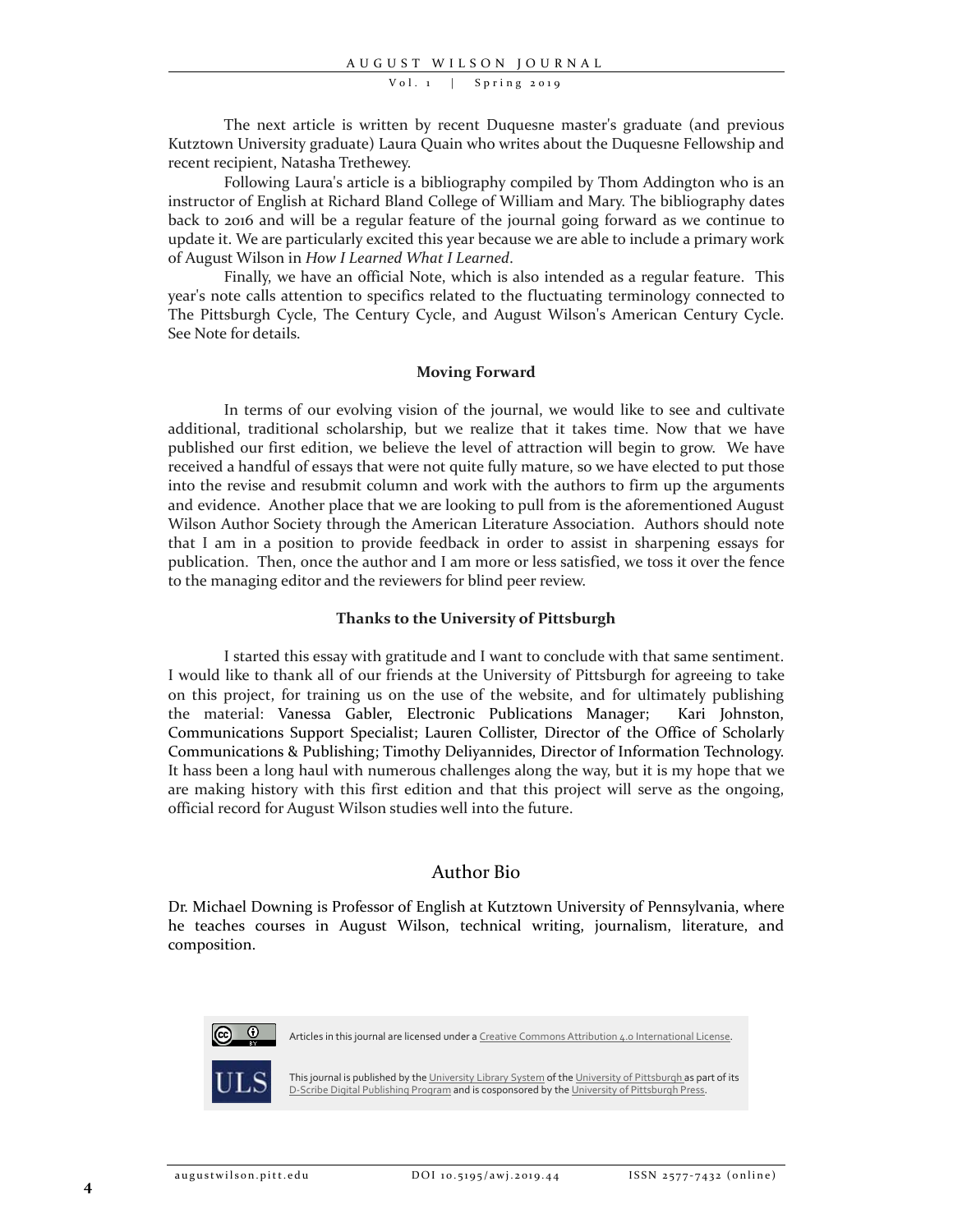The next article is written by recent Duquesne master's graduate (and previous Kutztown University graduate) Laura Quain who writes about the Duquesne Fellowship and recent recipient, Natasha Trethewey.

Following Laura's article is a bibliography compiled by Thom Addington who is an instructor of English at Richard Bland College of William and Mary. The bibliography dates back to 2016 and will be a regular feature of the journal going forward as we continue to update it. We are particularly excited this year because we are able to include a primary work of August Wilson in *How I Learned What I Learned*.

Finally, we have an official Note, which is also intended as a regular feature. This year's note calls attention to specifics related to the fluctuating terminology connected to The Pittsburgh Cycle, The Century Cycle, and August Wilson's American Century Cycle. See Note for details.

**Moving Forward**

In terms of our evolving vision of the journal, we would like to see and cultivate additional, traditional scholarship, but we realize that it takes time. Now that we have published our first edition, we believe the level of attraction will begin to grow. We have received a handful of essays that were not quite fully mature, so we have elected to put those into the revise and resubmit column and work with the authors to firm up the arguments and evidence. Another place that we are looking to pull from is the aforementioned August Wilson Author Society through the American Literature Association. Authors should note that I am in a position to provide feedback in order to assist in sharpening essays for publication. Then, once the author and I am more or less satisfied, we toss it over the fence to the managing editor and the reviewers for blind peer review.

**Thanks to the University of Pittsburgh**

I started this essay with gratitude and I want to conclude with that same sentiment. I would like to thank all of our friends at the University of Pittsburgh for agreeing to take on this project, for training us on the use of the website, and for ultimately publishing the material: Vanessa Gabler, Electronic Publications Manager; Kari Johnston, Communications Support Specialist; Lauren Collister, Director of the Office of Scholarly Communications & Publishing; Timothy Deliyannides, Director of Information Technology. It hass been a long haul with numerous challenges along the way, but it is my hope that we are making history with this first edition and that this project will serve as the ongoing, official record for August Wilson studies well into the future.

## Author Bio

Dr. Michael Downing is Professor of English at Kutztown University of Pennsylvania, where he teaches courses in August Wilson, technical writing, journalism, literature, and composition.

Articles in this journal are licensed under a Creative Commons Attribution 4.0 International License.

This journal is published by the University Library System of the University of Pittsburgh as part of its D-Scribe Digital Publishing Program and is cosponsored by the University of Pittsburgh Press.